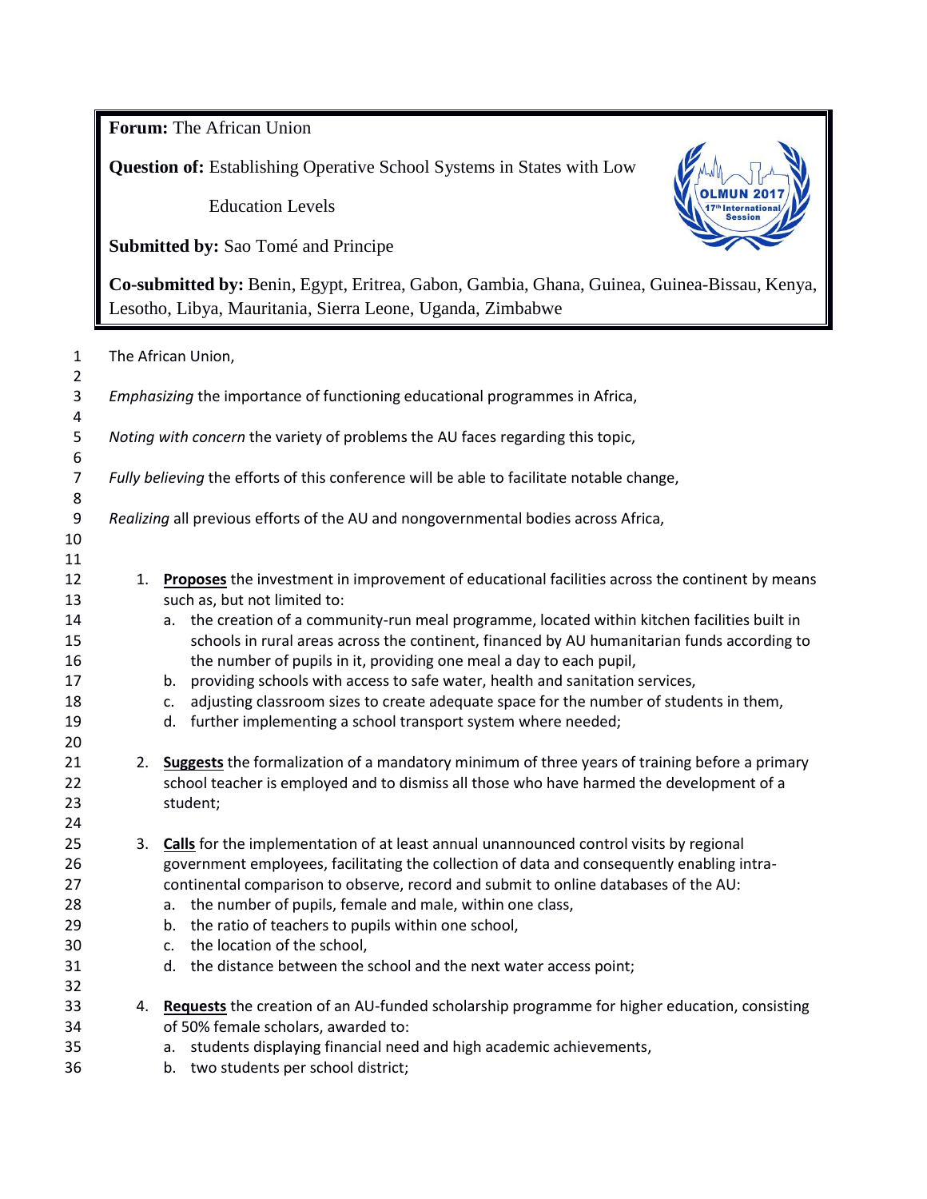**Forum:** The African Union

**Question of:** Establishing Operative School Systems in States with Low Education Levels

**Submitted by:** Sao Tomé and Principe

**Co-submitted by:** Benin, Egypt, Eritrea, Gabon, Gambia, Ghana, Guinea, Guinea-Bissau, Kenya, Lesotho, Libya, Mauritania, Sierra Leone, Uganda, Zimbabwe

The African Union,

*Emphasizing* the importance of functioning educational programmes in Africa,

*Noting with concern* the variety of problems the AU faces regarding this topic,

*Fully believing* the efforts of this conference will be able to facilitate notable change,

*Realizing* all previous efforts of the AU and nongovernmental bodies across Africa,

1. **Proposes** the investment in improvement of educational facilities across the continent by means such as, but not limited to:
    a. the creation of a community-run meal programme, located within kitchen facilities built in schools in rural areas across the continent, financed by AU humanitarian funds according to the number of pupils in it, providing one meal a day to each pupil,
    b. providing schools with access to safe water, health and sanitation services,
    c. adjusting classroom sizes to create adequate space for the number of students in them,
    d. further implementing a school transport system where needed;

2. **Suggests** the formalization of a mandatory minimum of three years of training before a primary school teacher is employed and to dismiss all those who have harmed the development of a student;

3. **Calls** for the implementation of at least annual unannounced control visits by regional government employees, facilitating the collection of data and consequently enabling intra-continental comparison to observe, record and submit to online databases of the AU:
    a. the number of pupils, female and male, within one class,
    b. the ratio of teachers to pupils within one school,
    c. the location of the school,
    d. the distance between the school and the next water access point;

4. **Requests** the creation of an AU-funded scholarship programme for higher education, consisting of 50% female scholars, awarded to:
    a. students displaying financial need and high academic achievements,
    b. two students per school district;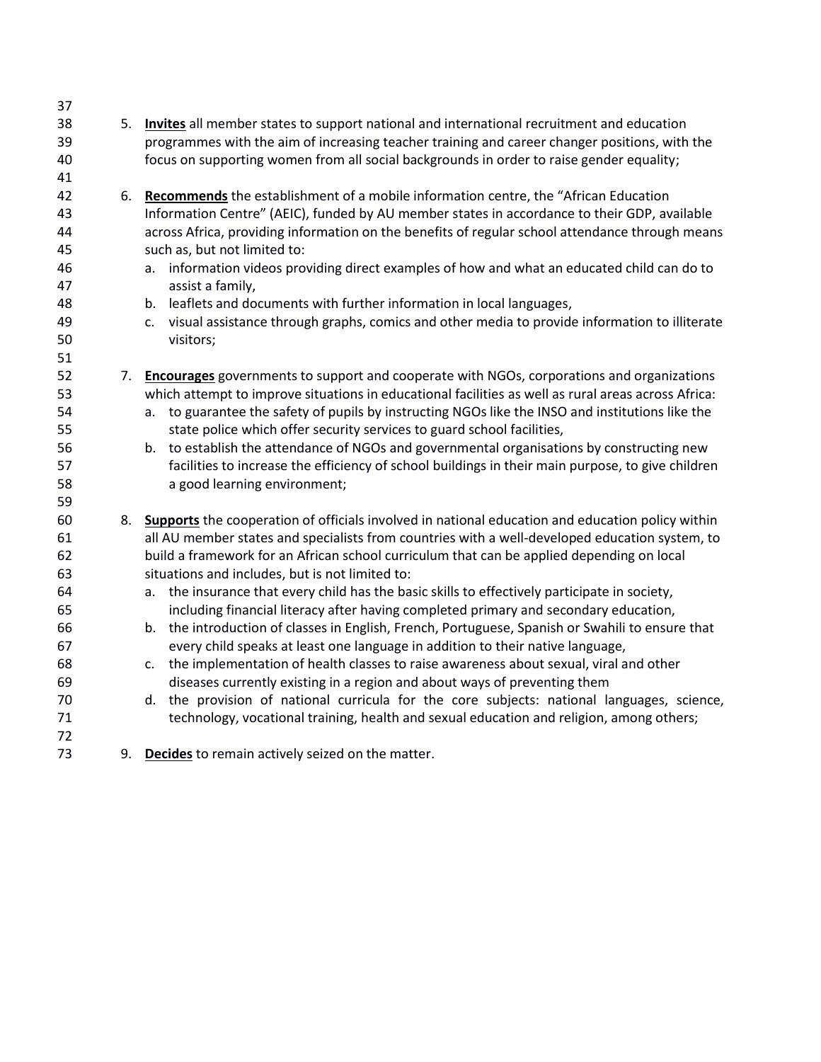5. **Invites** all member states to support national and international recruitment and education programmes with the aim of increasing teacher training and career changer positions, with the focus on supporting women from all social backgrounds in order to raise gender equality;

6. **Recommends** the establishment of a mobile information centre, the "African Education Information Centre" (AEIC), funded by AU member states in accordance to their GDP, available across Africa, providing information on the benefits of regular school attendance through means such as, but not limited to:
   a. information videos providing direct examples of how and what an educated child can do to assist a family,
   b. leaflets and documents with further information in local languages,
   c. visual assistance through graphs, comics and other media to provide information to illiterate visitors;

7. **Encourages** governments to support and cooperate with NGOs, corporations and organizations which attempt to improve situations in educational facilities as well as rural areas across Africa:
   a. to guarantee the safety of pupils by instructing NGOs like the INSO and institutions like the state police which offer security services to guard school facilities,
   b. to establish the attendance of NGOs and governmental organisations by constructing new facilities to increase the efficiency of school buildings in their main purpose, to give children a good learning environment;

8. **Supports** the cooperation of officials involved in national education and education policy within all AU member states and specialists from countries with a well-developed education system, to build a framework for an African school curriculum that can be applied depending on local situations and includes, but is not limited to:
   a. the insurance that every child has the basic skills to effectively participate in society, including financial literacy after having completed primary and secondary education,
   b. the introduction of classes in English, French, Portuguese, Spanish or Swahili to ensure that every child speaks at least one language in addition to their native language,
   c. the implementation of health classes to raise awareness about sexual, viral and other diseases currently existing in a region and about ways of preventing them
   d. the provision of national curricula for the core subjects: national languages, science, technology, vocational training, health and sexual education and religion, among others;

9. **Decides** to remain actively seized on the matter.